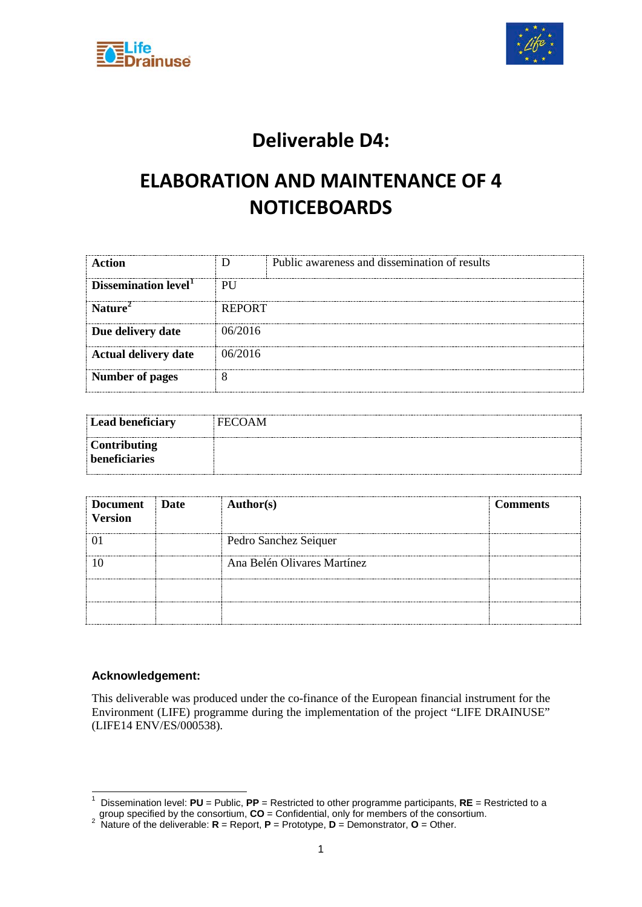# Deliverable D4:

# ELABORATION AND MAINTENANCE OF 4 NOTICEBOARDS

| **Action** | D | Public awareness and dissemination of results |
|---|---|---|
| **Dissemination level**[1] | PU | |
| **Nature**[2] | REPORT | |
| **Due delivery date** | 06/2016 | |
| **Actual delivery date** | 06/2016 | |
| **Number of pages** | 8 | |

| **Lead beneficiary** | FECOAM |
|---|---|
| **Contributing beneficiaries** | |

| **Document Version** | **Date** | **Author(s)** | **Comments** |
|---|---|---|---|
| 01 | | Pedro Sanchez Seiquer | |
| 10 | | Ana Belén Olivares Martínez | |
| | | | |
| | | | |

### Acknowledgement:

This deliverable was produced under the co-finance of the European financial instrument for the Environment (LIFE) programme during the implementation of the project "LIFE DRAINUSE" (LIFE14 ENV/ES/000538).

---

[1] Dissemination level: **PU** = Public, **PP** = Restricted to other programme participants, **RE** = Restricted to a group specified by the consortium, **CO** = Confidential, only for members of the consortium.

[2] Nature of the deliverable: **R** = Report, **P** = Prototype, **D** = Demonstrator, **O** = Other.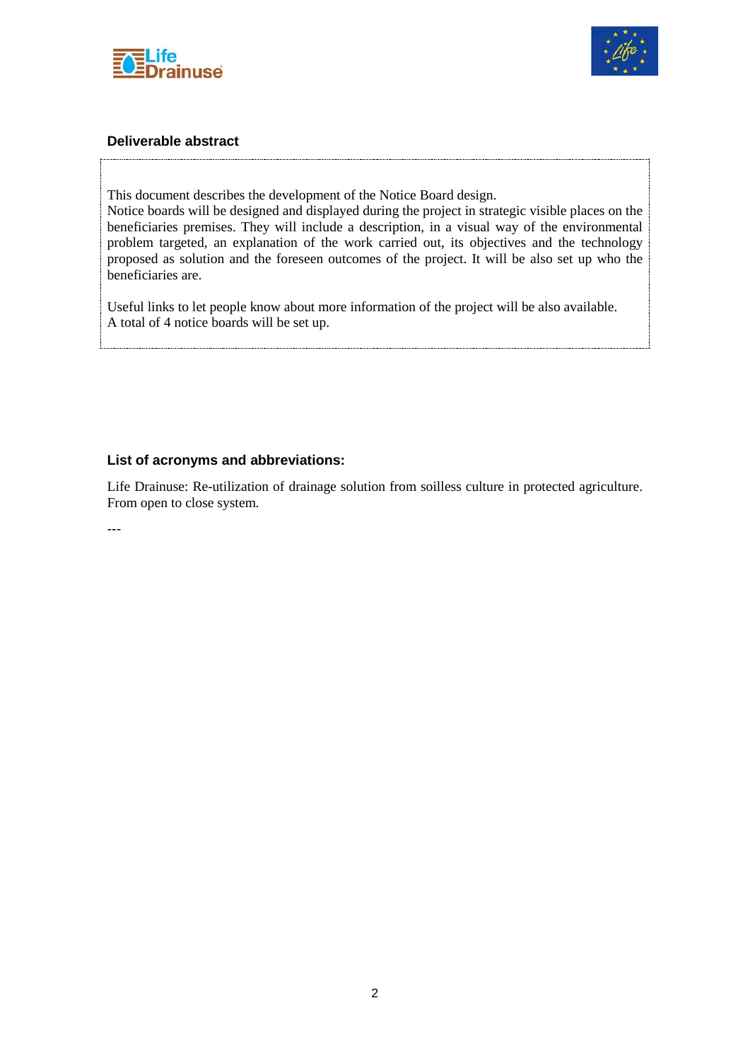**Deliverable abstract**

This document describes the development of the Notice Board design.
Notice boards will be designed and displayed during the project in strategic visible places on the beneficiaries premises. They will include a description, in a visual way of the environmental problem targeted, an explanation of the work carried out, its objectives and the technology proposed as solution and the foreseen outcomes of the project. It will be also set up who the beneficiaries are.

Useful links to let people know about more information of the project will be also available.
A total of 4 notice boards will be set up.

**List of acronyms and abbreviations:**

Life Drainuse: Re-utilization of drainage solution from soilless culture in protected agriculture. From open to close system.

---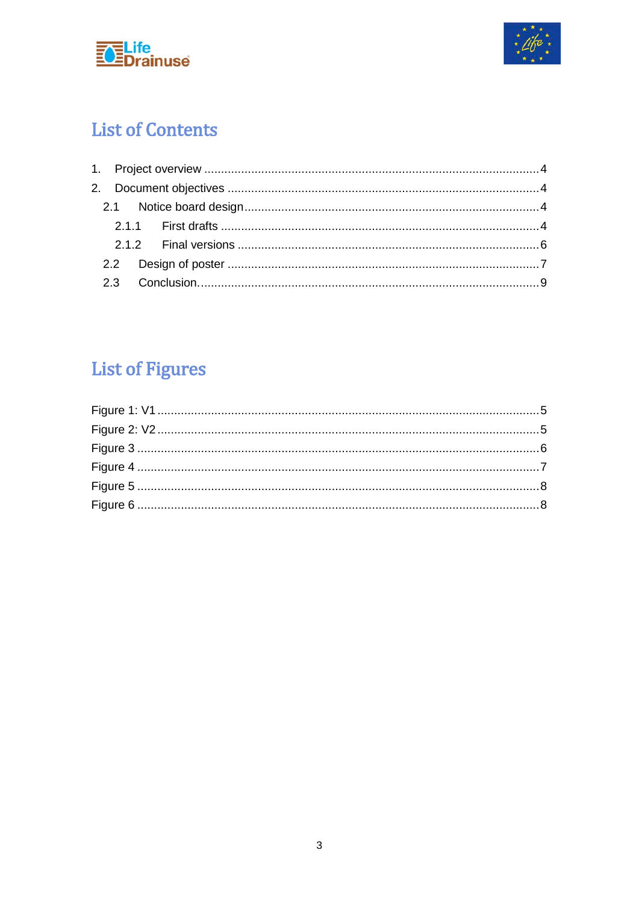# List of Contents

1. Project overview .......... 4
2. Document objectives .......... 4
   - 2.1 Notice board design .......... 4
     - 2.1.1 First drafts .......... 4
     - 2.1.2 Final versions .......... 6
   - 2.2 Design of poster .......... 7
   - 2.3 Conclusion. .......... 9

# List of Figures

Figure 1: V1 .......... 5
Figure 2: V2 .......... 5
Figure 3 .......... 6
Figure 4 .......... 7
Figure 5 .......... 8
Figure 6 .......... 8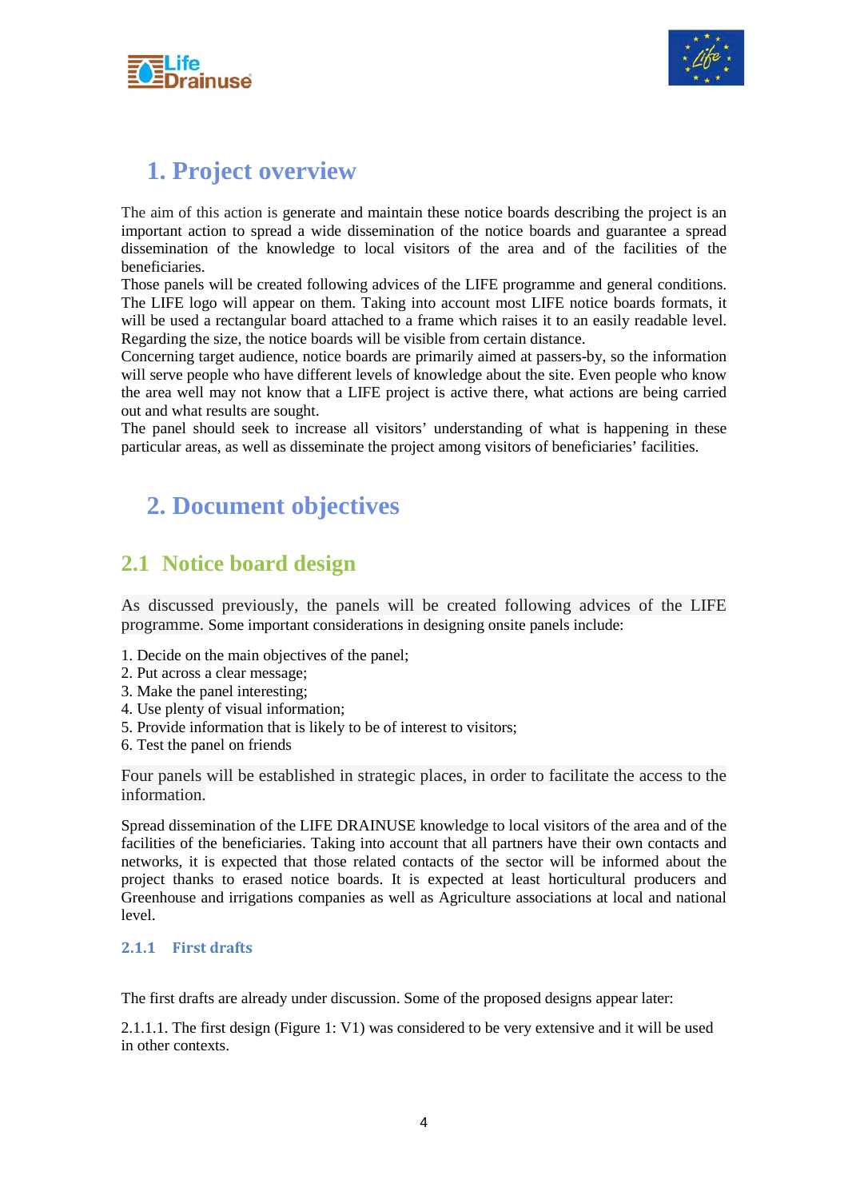# 1. Project overview

The aim of this action is generate and maintain these notice boards describing the project is an important action to spread a wide dissemination of the notice boards and guarantee a spread dissemination of the knowledge to local visitors of the area and of the facilities of the beneficiaries.
Those panels will be created following advices of the LIFE programme and general conditions. The LIFE logo will appear on them. Taking into account most LIFE notice boards formats, it will be used a rectangular board attached to a frame which raises it to an easily readable level. Regarding the size, the notice boards will be visible from certain distance.
Concerning target audience, notice boards are primarily aimed at passers-by, so the information will serve people who have different levels of knowledge about the site. Even people who know the area well may not know that a LIFE project is active there, what actions are being carried out and what results are sought.
The panel should seek to increase all visitors' understanding of what is happening in these particular areas, as well as disseminate the project among visitors of beneficiaries' facilities.

# 2. Document objectives

## 2.1 Notice board design

As discussed previously, the panels will be created following advices of the LIFE programme. Some important considerations in designing onsite panels include:

1. Decide on the main objectives of the panel;
2. Put across a clear message;
3. Make the panel interesting;
4. Use plenty of visual information;
5. Provide information that is likely to be of interest to visitors;
6. Test the panel on friends

Four panels will be established in strategic places, in order to facilitate the access to the information.

Spread dissemination of the LIFE DRAINUSE knowledge to local visitors of the area and of the facilities of the beneficiaries. Taking into account that all partners have their own contacts and networks, it is expected that those related contacts of the sector will be informed about the project thanks to erased notice boards. It is expected at least horticultural producers and Greenhouse and irrigations companies as well as Agriculture associations at local and national level.

### 2.1.1 First drafts

The first drafts are already under discussion. Some of the proposed designs appear later:

2.1.1.1. The first design (Figure 1: V1) was considered to be very extensive and it will be used in other contexts.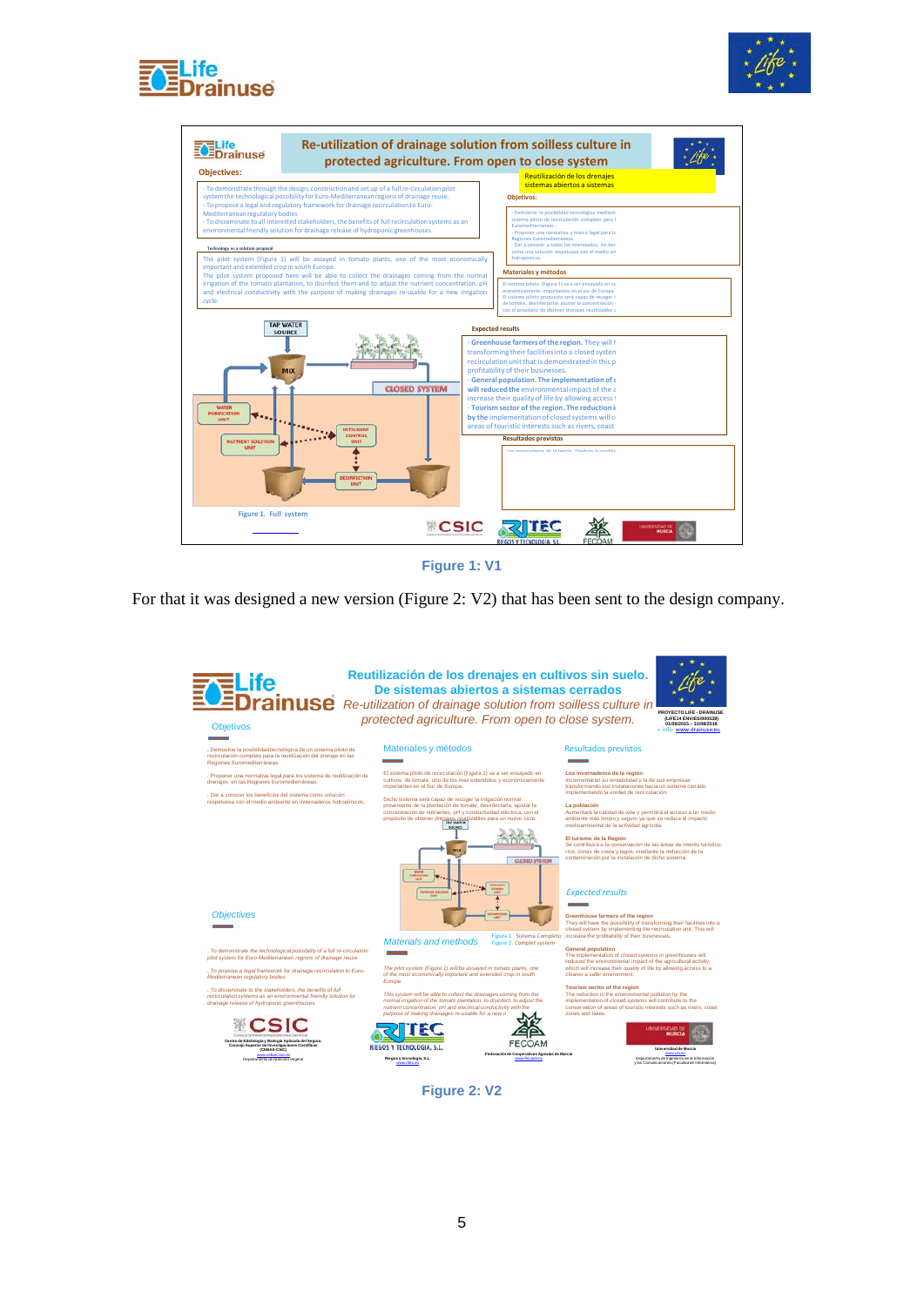Figure 1: V1

For that it was designed a new version (Figure 2: V2) that has been sent to the design company.

Figure 2: V2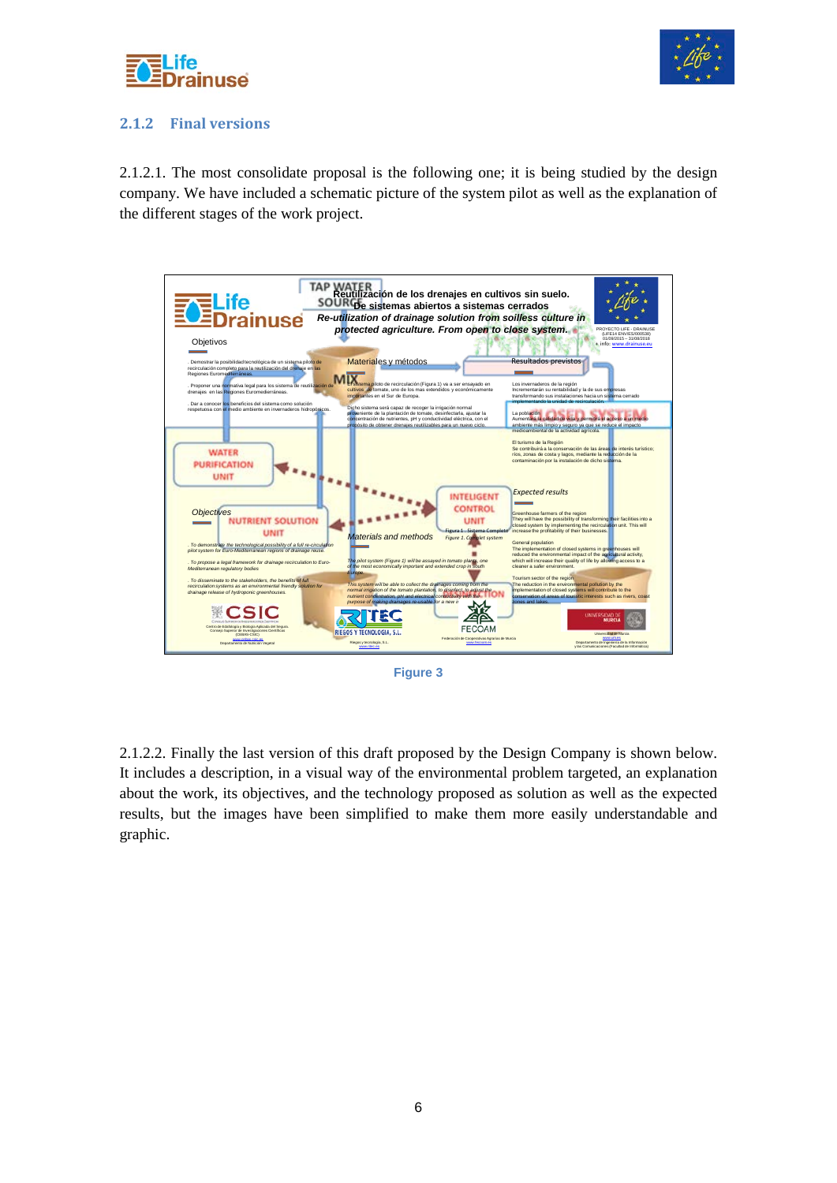### 2.1.2 Final versions

2.1.2.1. The most consolidate proposal is the following one; it is being studied by the design company. We have included a schematic picture of the system pilot as well as the explanation of the different stages of the work project.

Figure 3

2.1.2.2. Finally the last version of this draft proposed by the Design Company is shown below. It includes a description, in a visual way of the environmental problem targeted, an explanation about the work, its objectives, and the technology proposed as solution as well as the expected results, but the images have been simplified to make them more easily understandable and graphic.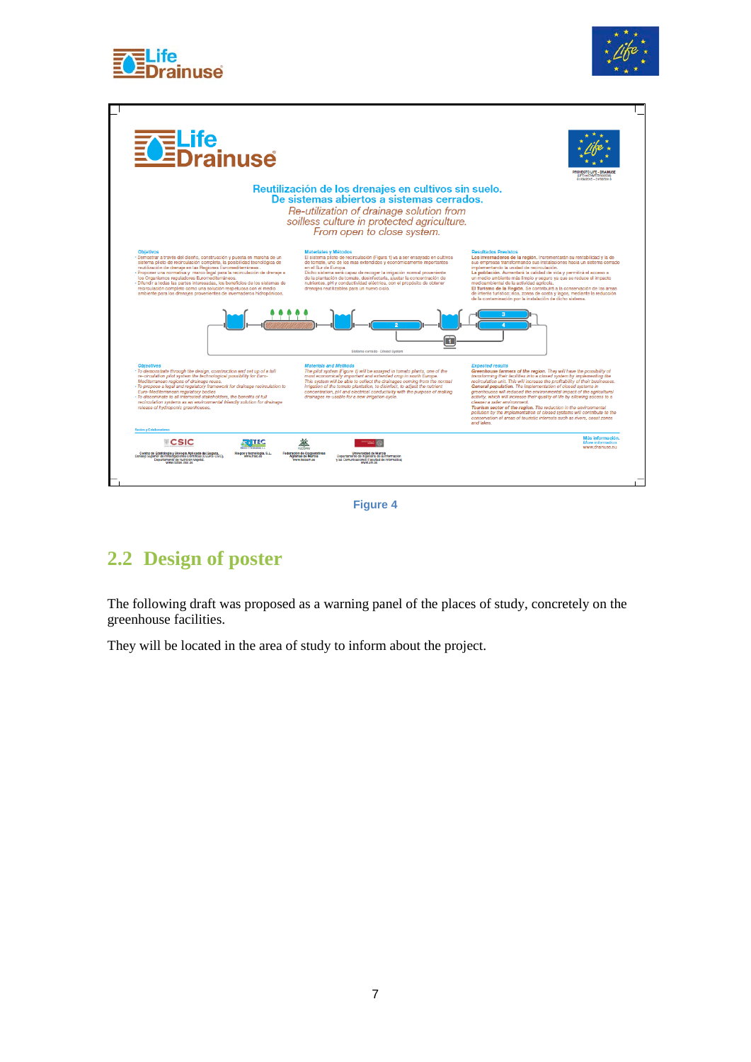Figure 4

## 2.2 Design of poster

The following draft was proposed as a warning panel of the places of study, concretely on the greenhouse facilities.

They will be located in the area of study to inform about the project.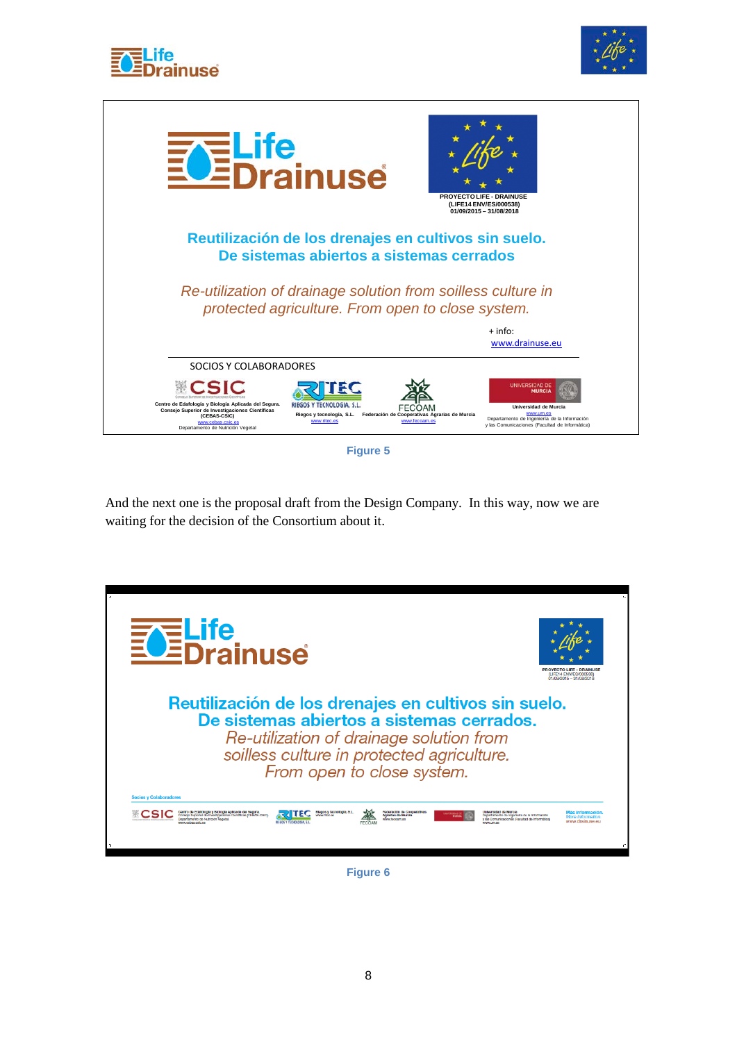Figure 5

And the next one is the proposal draft from the Design Company. In this way, now we are waiting for the decision of the Consortium about it.

Figure 6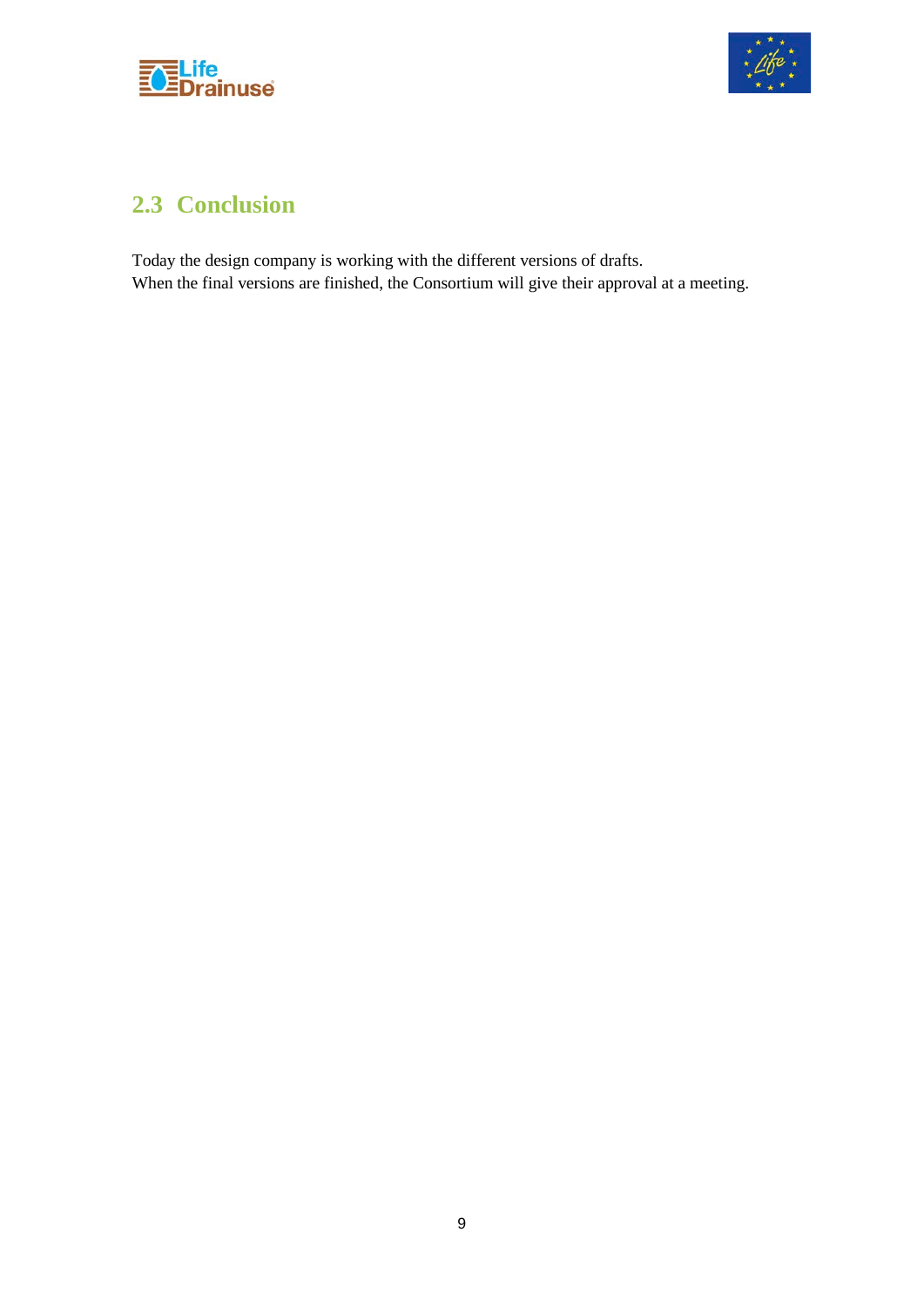## 2.3 Conclusion

Today the design company is working with the different versions of drafts.
When the final versions are finished, the Consortium will give their approval at a meeting.